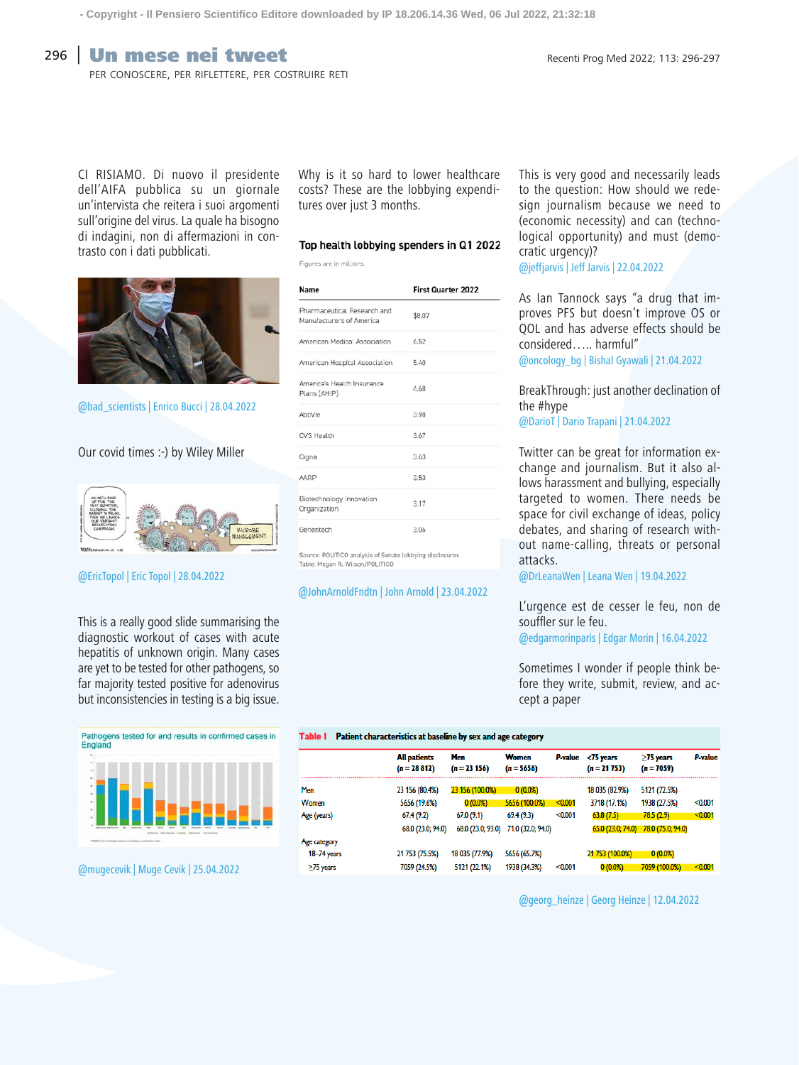# Un mese nei tweet

PER CONOSCERE, PER RIFLETTERE, PER COSTRUIRE RETI

CI RISIAMO. Di nuovo il presidente dell'AIFA pubblica su un giornale un'intervista che reitera i suoi argomenti sull'origine del virus. La quale ha bisogno di indagini, non di affermazioni in contrasto con i dati pubblicati.

@bad_scientists | Enrico Bucci | 28.04.2022

Our covid times :-) by Wiley Miller

@EricTopol | Eric Topol | 28.04.2022

This is a really good slide summarising the diagnostic workout of cases with acute hepatitis of unknown origin. Many cases are yet to be tested for other pathogens, so far majority tested positive for adenovirus but inconsistencies in testing is a big issue.

Pathogens tested for and results in confirmed cases in England

@mugecevik | Muge Cevik | 25.04.2022

Why is it so hard to lower healthcare costs? These are the lobbying expenditures over just 3 months.

**Top health lobbying spenders in Q1 2022**

Figures are in millions.

| Name | First Quarter 2022 |
|---|---|
| Pharmaceutical Research and Manufacturers of America | $8.07 |
| American Medical Association | 6.52 |
| American Hospital Association | 5.40 |
| America's Health Insurance Plans (AHIP) | 4.68 |
| AbbVie | 3.98 |
| CVS Health | 3.67 |
| Cigna | 3.63 |
| AARP | 3.53 |
| Biotechnology Innovation Organization | 3.17 |
| Genentech | 3.06 |

Source: POLITICO analysis of Senate lobbying disclosures
Table: Megan R. Wilson/POLITICO

@JohnArnoldFndtn | John Arnold | 23.04.2022

This is very good and necessarily leads to the question: How should we redesign journalism because we need to (economic necessity) and can (technological opportunity) and must (democratic urgency)?

@jeffjarvis | Jeff Jarvis | 22.04.2022

As Ian Tannock says "a drug that improves PFS but doesn't improve OS or QOL and has adverse effects should be considered….. harmful"

@oncology_bg | Bishal Gyawali | 21.04.2022

BreakThrough: just another declination of the #hype

@DarioT | Dario Trapani | 21.04.2022

Twitter can be great for information exchange and journalism. But it also allows harassment and bullying, especially targeted to women. There needs be space for civil exchange of ideas, policy debates, and sharing of research without name-calling, threats or personal attacks.

@DrLeanaWen | Leana Wen | 19.04.2022

L'urgence est de cesser le feu, non de souffler sur le feu.

@edgarmorinparis | Edgar Morin | 16.04.2022

Sometimes I wonder if people think before they write, submit, review, and accept a paper

**Table I** Patient characteristics at baseline by sex and age category

| | All patients (n = 28 812) | Men (n = 23 156) | Women (n = 5656) | P-value | <75 years (n = 21 753) | ≥75 years (n = 7059) | P-value |
|---|---|---|---|---|---|---|---|
| Men | 23 156 (80.4%) | 23 156 (100.0%) | 0 (0.0%) | | 18 035 (82.9%) | 5121 (72.5%) | |
| Women | 5656 (19.6%) | 0 (0.0%) | 5656 (100.0%) | <0.001 | 3718 (17.1%) | 1938 (27.5%) | <0.001 |
| Age (years) | 67.4 (9.2) | 67.0 (9.1) | 69.4 (9.3) | <0.001 | 63.8 (7.5) | 78.5 (2.9) | <0.001 |
| | 68.0 (23.0; 94.0) | 68.0 (23.0; 93.0) | 71.0 (32.0; 94.0) | | 65.0 (23.0; 74.0) | 78.0 (75.0; 94.0) | |
| Age category | | | | | | | |
| 18–74 years | 21 753 (75.5%) | 18 035 (77.9%) | 5656 (65.7%) | | 21 753 (100.0%) | 0 (0.0%) | |
| ≥75 years | 7059 (24.5%) | 5121 (22.1%) | 1938 (34.3%) | <0.001 | 0 (0.0%) | 7059 (100.0%) | <0.001 |

@georg_heinze | Georg Heinze | 12.04.2022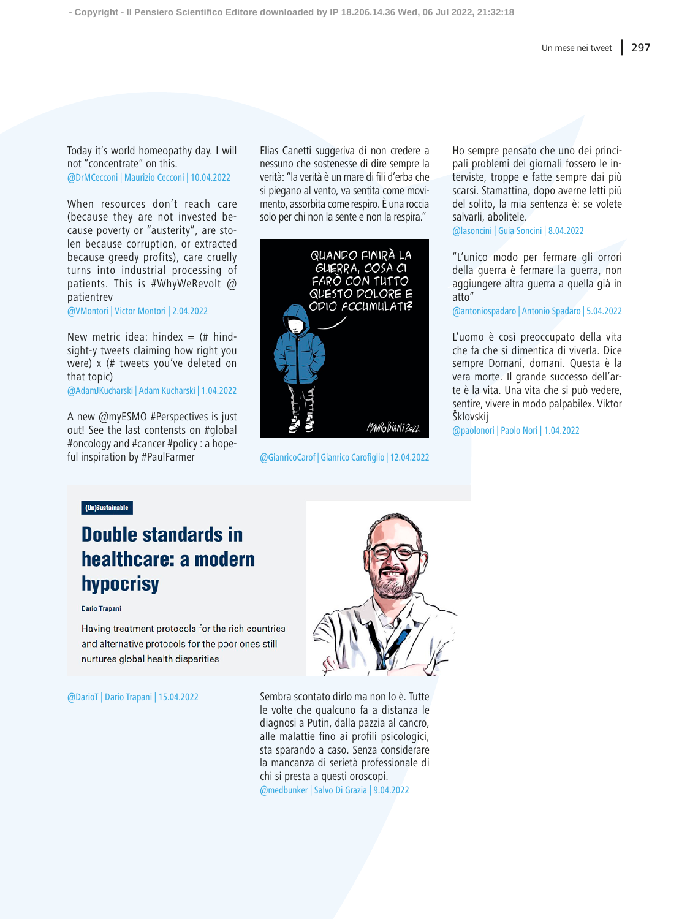Today it's world homeopathy day. I will not "concentrate" on this.
@DrMCecconi | Maurizio Cecconi | 10.04.2022

When resources don't reach care (because they are not invested because poverty or "austerity", are stolen because corruption, or extracted because greedy profits), care cruelly turns into industrial processing of patients. This is #WhyWeRevolt @patientrev
@VMontori | Victor Montori | 2.04.2022

New metric idea: hindex = (# hindsight-y tweets claiming how right you were) x (# tweets you've deleted on that topic)
@AdamJKucharski | Adam Kucharski | 1.04.2022

A new @myESMO #Perspectives is just out! See the last contents on #global #oncology and #cancer #policy : a hopeful inspiration by #PaulFarmer

Elias Canetti suggeriva di non credere a nessuno che sostenesse di dire sempre la verità: "la verità è un mare di fili d'erba che si piegano al vento, va sentita come movimento, assorbita come respiro. È una roccia solo per chi non la sente e non la respira."

@GianricoCarof | Gianrico Carofiglio | 12.04.2022

Ho sempre pensato che uno dei principali problemi dei giornali fossero le interviste, troppe e fatte sempre dai più scarsi. Stamattina, dopo averne letti più del solito, la mia sentenza è: se volete salvarli, abolitele.
@lasoncini | Guia Soncini | 8.04.2022

"L'unico modo per fermare gli orrori della guerra è fermare la guerra, non aggiungere altra guerra a quella già in atto"
@antoniospadaro | Antonio Spadaro | 5.04.2022

L'uomo è così preoccupato della vita che fa che si dimentica di viverla. Dice sempre Domani, domani. Questa è la vera morte. Il grande successo dell'arte è la vita. Una vita che si può vedere, sentire, vivere in modo palpabile». Viktor Šklovskij
@paolonori | Paolo Nori | 1.04.2022

(Un)Sustainable

## Double standards in healthcare: a modern hypocrisy

Dario Trapani

Having treatment protocols for the rich countries and alternative protocols for the poor ones still nurtures global health disparities

@DarioT | Dario Trapani | 15.04.2022

Sembra scontato dirlo ma non lo è. Tutte le volte che qualcuno fa a distanza le diagnosi a Putin, dalla pazzia al cancro, alle malattie fino ai profili psicologici, sta sparando a caso. Senza considerare la mancanza di serietà professionale di chi si presta a questi oroscopi.
@medbunker | Salvo Di Grazia | 9.04.2022